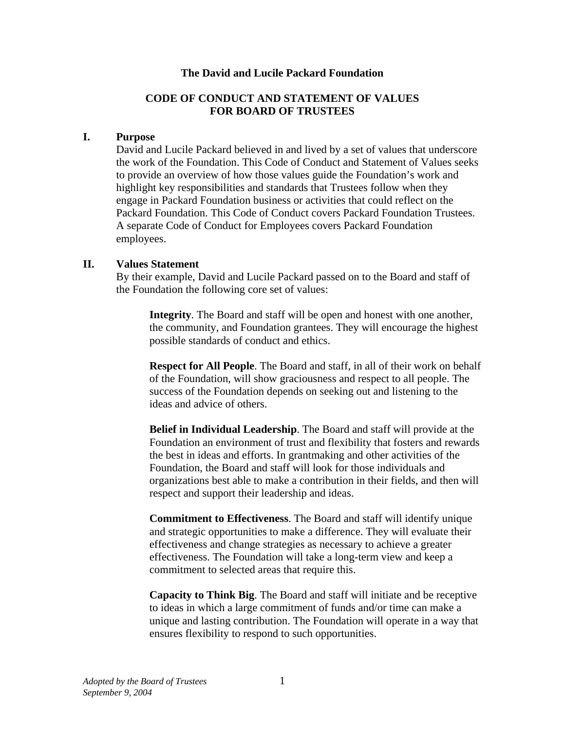**The David and Lucile Packard Foundation**

# CODE OF CONDUCT AND STATEMENT OF VALUES FOR BOARD OF TRUSTEES

## I. Purpose

David and Lucile Packard believed in and lived by a set of values that underscore the work of the Foundation. This Code of Conduct and Statement of Values seeks to provide an overview of how those values guide the Foundation's work and highlight key responsibilities and standards that Trustees follow when they engage in Packard Foundation business or activities that could reflect on the Packard Foundation. This Code of Conduct covers Packard Foundation Trustees. A separate Code of Conduct for Employees covers Packard Foundation employees.

## II. Values Statement

By their example, David and Lucile Packard passed on to the Board and staff of the Foundation the following core set of values:

> **Integrity**. The Board and staff will be open and honest with one another, the community, and Foundation grantees. They will encourage the highest possible standards of conduct and ethics.
>
> **Respect for All People**. The Board and staff, in all of their work on behalf of the Foundation, will show graciousness and respect to all people. The success of the Foundation depends on seeking out and listening to the ideas and advice of others.
>
> **Belief in Individual Leadership**. The Board and staff will provide at the Foundation an environment of trust and flexibility that fosters and rewards the best in ideas and efforts. In grantmaking and other activities of the Foundation, the Board and staff will look for those individuals and organizations best able to make a contribution in their fields, and then will respect and support their leadership and ideas.
>
> **Commitment to Effectiveness**. The Board and staff will identify unique and strategic opportunities to make a difference. They will evaluate their effectiveness and change strategies as necessary to achieve a greater effectiveness. The Foundation will take a long-term view and keep a commitment to selected areas that require this.
>
> **Capacity to Think Big**. The Board and staff will initiate and be receptive to ideas in which a large commitment of funds and/or time can make a unique and lasting contribution. The Foundation will operate in a way that ensures flexibility to respond to such opportunities.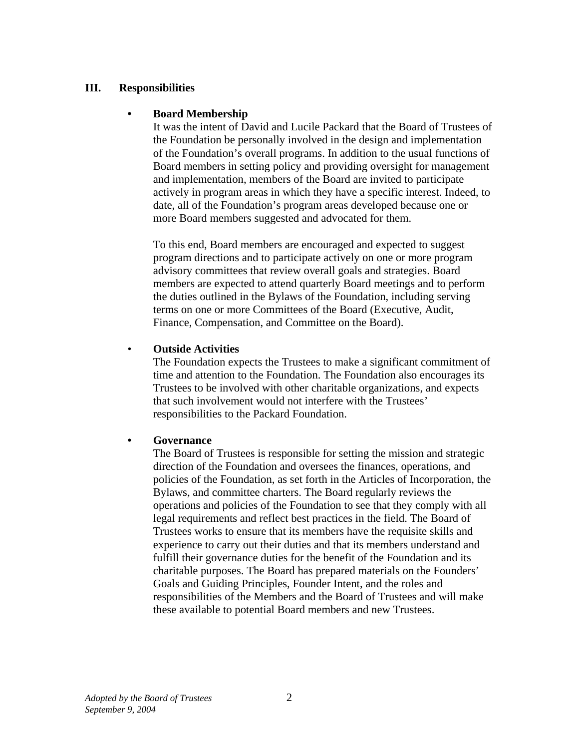## III. Responsibilities

- **Board Membership**

  It was the intent of David and Lucile Packard that the Board of Trustees of the Foundation be personally involved in the design and implementation of the Foundation's overall programs. In addition to the usual functions of Board members in setting policy and providing oversight for management and implementation, members of the Board are invited to participate actively in program areas in which they have a specific interest. Indeed, to date, all of the Foundation's program areas developed because one or more Board members suggested and advocated for them.

  To this end, Board members are encouraged and expected to suggest program directions and to participate actively on one or more program advisory committees that review overall goals and strategies. Board members are expected to attend quarterly Board meetings and to perform the duties outlined in the Bylaws of the Foundation, including serving terms on one or more Committees of the Board (Executive, Audit, Finance, Compensation, and Committee on the Board).

- **Outside Activities**

  The Foundation expects the Trustees to make a significant commitment of time and attention to the Foundation. The Foundation also encourages its Trustees to be involved with other charitable organizations, and expects that such involvement would not interfere with the Trustees' responsibilities to the Packard Foundation.

- **Governance**

  The Board of Trustees is responsible for setting the mission and strategic direction of the Foundation and oversees the finances, operations, and policies of the Foundation, as set forth in the Articles of Incorporation, the Bylaws, and committee charters. The Board regularly reviews the operations and policies of the Foundation to see that they comply with all legal requirements and reflect best practices in the field. The Board of Trustees works to ensure that its members have the requisite skills and experience to carry out their duties and that its members understand and fulfill their governance duties for the benefit of the Foundation and its charitable purposes. The Board has prepared materials on the Founders' Goals and Guiding Principles, Founder Intent, and the roles and responsibilities of the Members and the Board of Trustees and will make these available to potential Board members and new Trustees.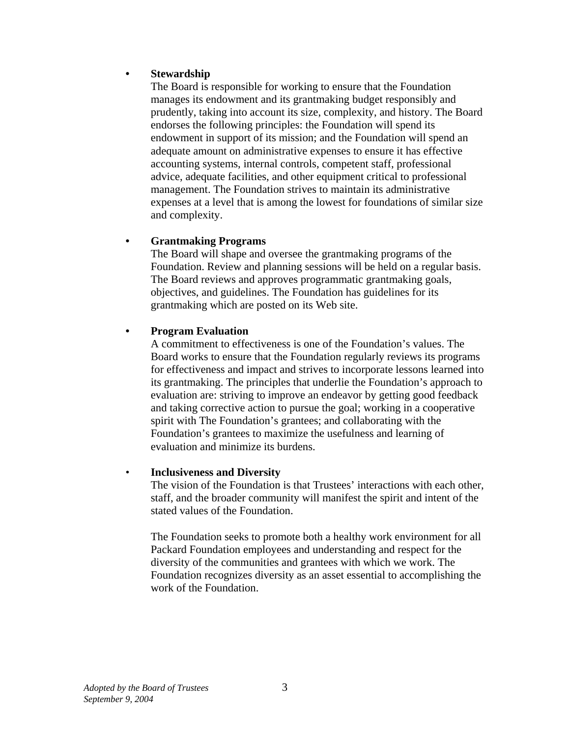- **Stewardship**
  The Board is responsible for working to ensure that the Foundation manages its endowment and its grantmaking budget responsibly and prudently, taking into account its size, complexity, and history. The Board endorses the following principles: the Foundation will spend its endowment in support of its mission; and the Foundation will spend an adequate amount on administrative expenses to ensure it has effective accounting systems, internal controls, competent staff, professional advice, adequate facilities, and other equipment critical to professional management. The Foundation strives to maintain its administrative expenses at a level that is among the lowest for foundations of similar size and complexity.

- **Grantmaking Programs**
  The Board will shape and oversee the grantmaking programs of the Foundation. Review and planning sessions will be held on a regular basis. The Board reviews and approves programmatic grantmaking goals, objectives, and guidelines. The Foundation has guidelines for its grantmaking which are posted on its Web site.

- **Program Evaluation**
  A commitment to effectiveness is one of the Foundation's values. The Board works to ensure that the Foundation regularly reviews its programs for effectiveness and impact and strives to incorporate lessons learned into its grantmaking. The principles that underlie the Foundation's approach to evaluation are: striving to improve an endeavor by getting good feedback and taking corrective action to pursue the goal; working in a cooperative spirit with The Foundation's grantees; and collaborating with the Foundation's grantees to maximize the usefulness and learning of evaluation and minimize its burdens.

- **Inclusiveness and Diversity**
  The vision of the Foundation is that Trustees' interactions with each other, staff, and the broader community will manifest the spirit and intent of the stated values of the Foundation.

  The Foundation seeks to promote both a healthy work environment for all Packard Foundation employees and understanding and respect for the diversity of the communities and grantees with which we work. The Foundation recognizes diversity as an asset essential to accomplishing the work of the Foundation.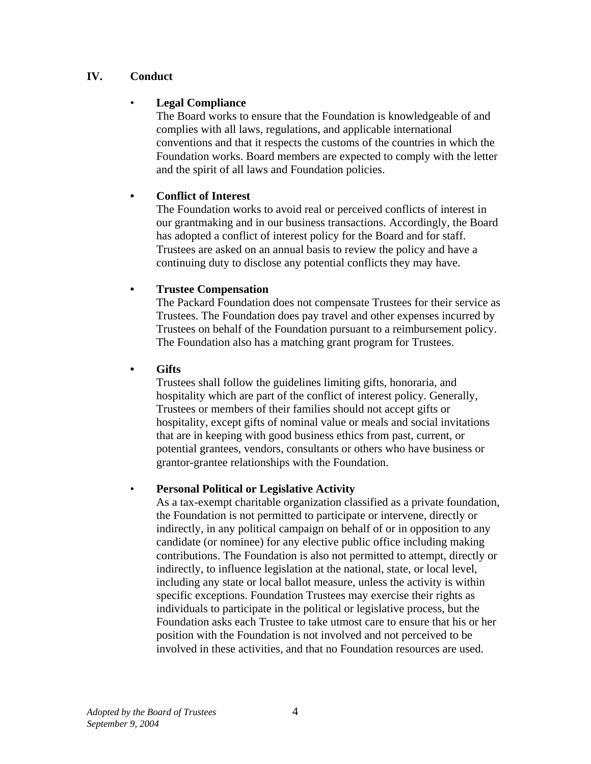## IV. Conduct

- **Legal Compliance**
  The Board works to ensure that the Foundation is knowledgeable of and complies with all laws, regulations, and applicable international conventions and that it respects the customs of the countries in which the Foundation works. Board members are expected to comply with the letter and the spirit of all laws and Foundation policies.

- **Conflict of Interest**
  The Foundation works to avoid real or perceived conflicts of interest in our grantmaking and in our business transactions. Accordingly, the Board has adopted a conflict of interest policy for the Board and for staff. Trustees are asked on an annual basis to review the policy and have a continuing duty to disclose any potential conflicts they may have.

- **Trustee Compensation**
  The Packard Foundation does not compensate Trustees for their service as Trustees. The Foundation does pay travel and other expenses incurred by Trustees on behalf of the Foundation pursuant to a reimbursement policy. The Foundation also has a matching grant program for Trustees.

- **Gifts**
  Trustees shall follow the guidelines limiting gifts, honoraria, and hospitality which are part of the conflict of interest policy. Generally, Trustees or members of their families should not accept gifts or hospitality, except gifts of nominal value or meals and social invitations that are in keeping with good business ethics from past, current, or potential grantees, vendors, consultants or others who have business or grantor-grantee relationships with the Foundation.

- **Personal Political or Legislative Activity**
  As a tax-exempt charitable organization classified as a private foundation, the Foundation is not permitted to participate or intervene, directly or indirectly, in any political campaign on behalf of or in opposition to any candidate (or nominee) for any elective public office including making contributions. The Foundation is also not permitted to attempt, directly or indirectly, to influence legislation at the national, state, or local level, including any state or local ballot measure, unless the activity is within specific exceptions. Foundation Trustees may exercise their rights as individuals to participate in the political or legislative process, but the Foundation asks each Trustee to take utmost care to ensure that his or her position with the Foundation is not involved and not perceived to be involved in these activities, and that no Foundation resources are used.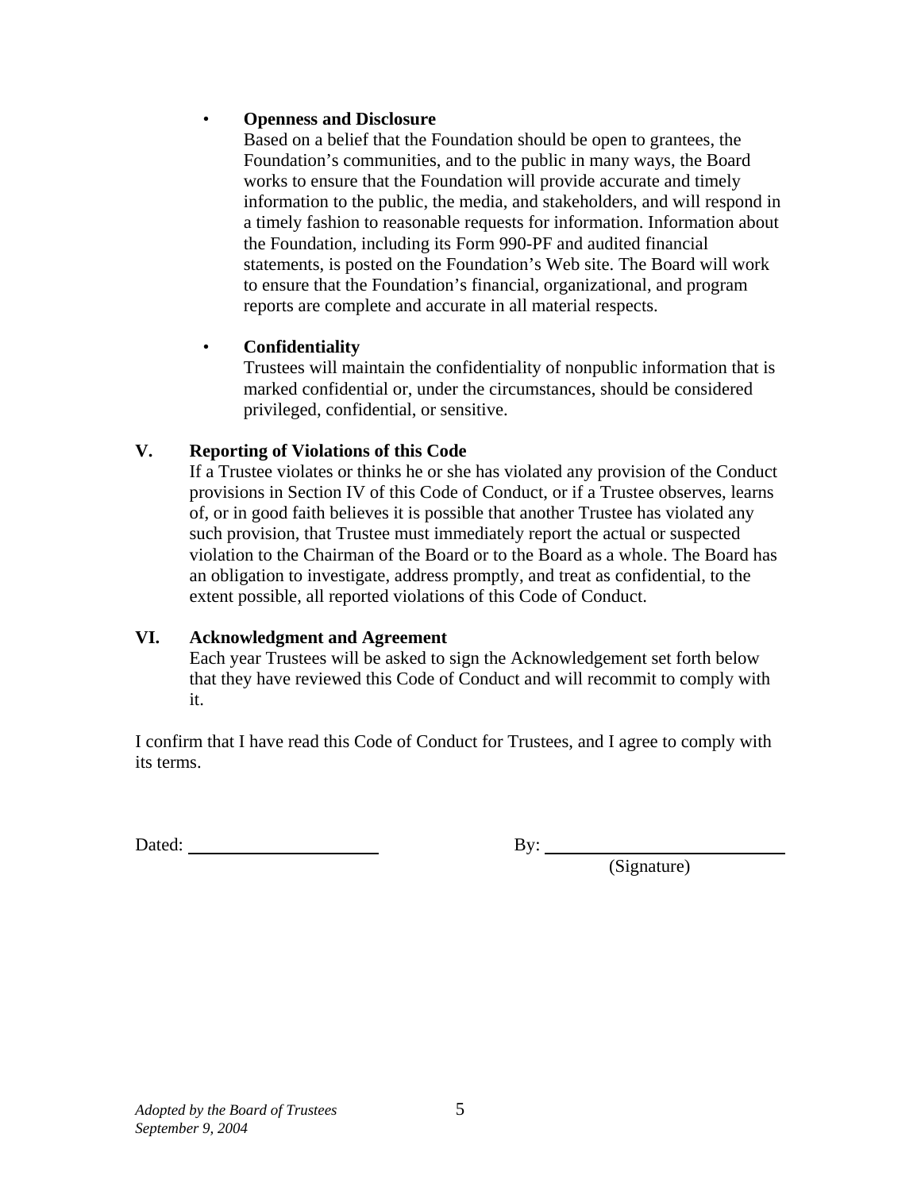- **Openness and Disclosure**
  Based on a belief that the Foundation should be open to grantees, the Foundation's communities, and to the public in many ways, the Board works to ensure that the Foundation will provide accurate and timely information to the public, the media, and stakeholders, and will respond in a timely fashion to reasonable requests for information. Information about the Foundation, including its Form 990-PF and audited financial statements, is posted on the Foundation's Web site. The Board will work to ensure that the Foundation's financial, organizational, and program reports are complete and accurate in all material respects.

- **Confidentiality**
  Trustees will maintain the confidentiality of nonpublic information that is marked confidential or, under the circumstances, should be considered privileged, confidential, or sensitive.

## V. Reporting of Violations of this Code

If a Trustee violates or thinks he or she has violated any provision of the Conduct provisions in Section IV of this Code of Conduct, or if a Trustee observes, learns of, or in good faith believes it is possible that another Trustee has violated any such provision, that Trustee must immediately report the actual or suspected violation to the Chairman of the Board or to the Board as a whole. The Board has an obligation to investigate, address promptly, and treat as confidential, to the extent possible, all reported violations of this Code of Conduct.

## VI. Acknowledgment and Agreement

Each year Trustees will be asked to sign the Acknowledgement set forth below that they have reviewed this Code of Conduct and will recommit to comply with it.

I confirm that I have read this Code of Conduct for Trustees, and I agree to comply with its terms.

Dated: ____________________          By: ________________________
                                                                  (Signature)

*Adopted by the Board of Trustees*
*September 9, 2004*